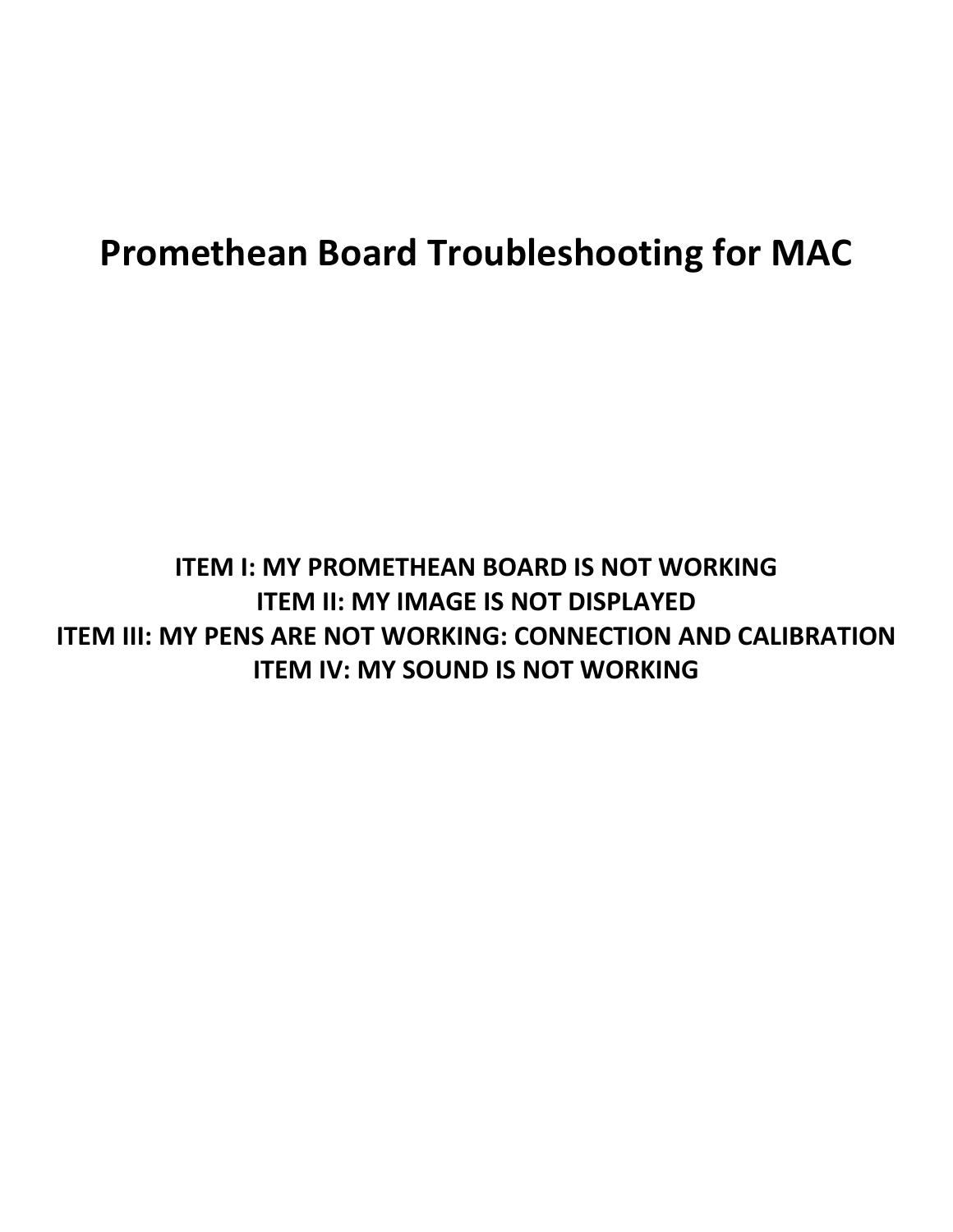# Promethean Board Troubleshooting for MAC

**ITEM I: MY PROMETHEAN BOARD IS NOT WORKING**
**ITEM II: MY IMAGE IS NOT DISPLAYED**
**ITEM III: MY PENS ARE NOT WORKING: CONNECTION AND CALIBRATION**
**ITEM IV: MY SOUND IS NOT WORKING**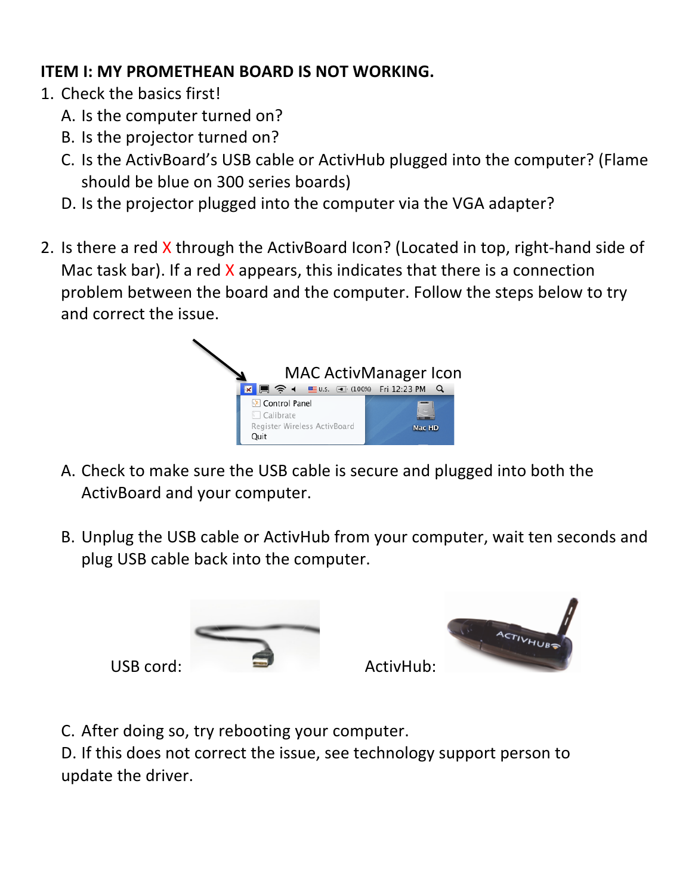**ITEM I: MY PROMETHEAN BOARD IS NOT WORKING.**

1. Check the basics first!
   A. Is the computer turned on?
   B. Is the projector turned on?
   C. Is the ActivBoard's USB cable or ActivHub plugged into the computer? (Flame should be blue on 300 series boards)
   D. Is the projector plugged into the computer via the VGA adapter?

2. Is there a red X through the ActivBoard Icon? (Located in top, right-hand side of Mac task bar). If a red X appears, this indicates that there is a connection problem between the board and the computer. Follow the steps below to try and correct the issue.

   MAC ActivManager Icon

   A. Check to make sure the USB cable is secure and plugged into both the ActivBoard and your computer.

   B. Unplug the USB cable or ActivHub from your computer, wait ten seconds and plug USB cable back into the computer.

   USB cord: ActivHub:

   C. After doing so, try rebooting your computer.
   D. If this does not correct the issue, see technology support person to update the driver.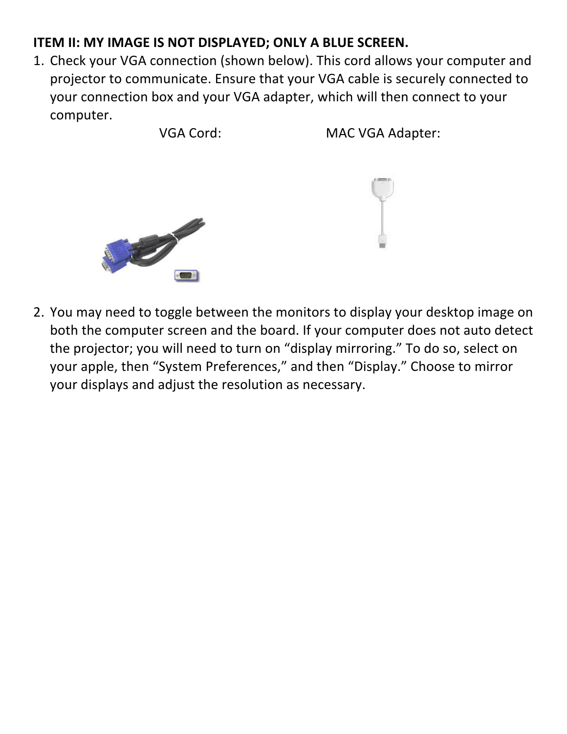**ITEM II: MY IMAGE IS NOT DISPLAYED; ONLY A BLUE SCREEN.**

1. Check your VGA connection (shown below). This cord allows your computer and projector to communicate. Ensure that your VGA cable is securely connected to your connection box and your VGA adapter, which will then connect to your computer.

   VGA Cord: MAC VGA Adapter:

2. You may need to toggle between the monitors to display your desktop image on both the computer screen and the board. If your computer does not auto detect the projector; you will need to turn on "display mirroring." To do so, select on your apple, then "System Preferences," and then "Display." Choose to mirror your displays and adjust the resolution as necessary.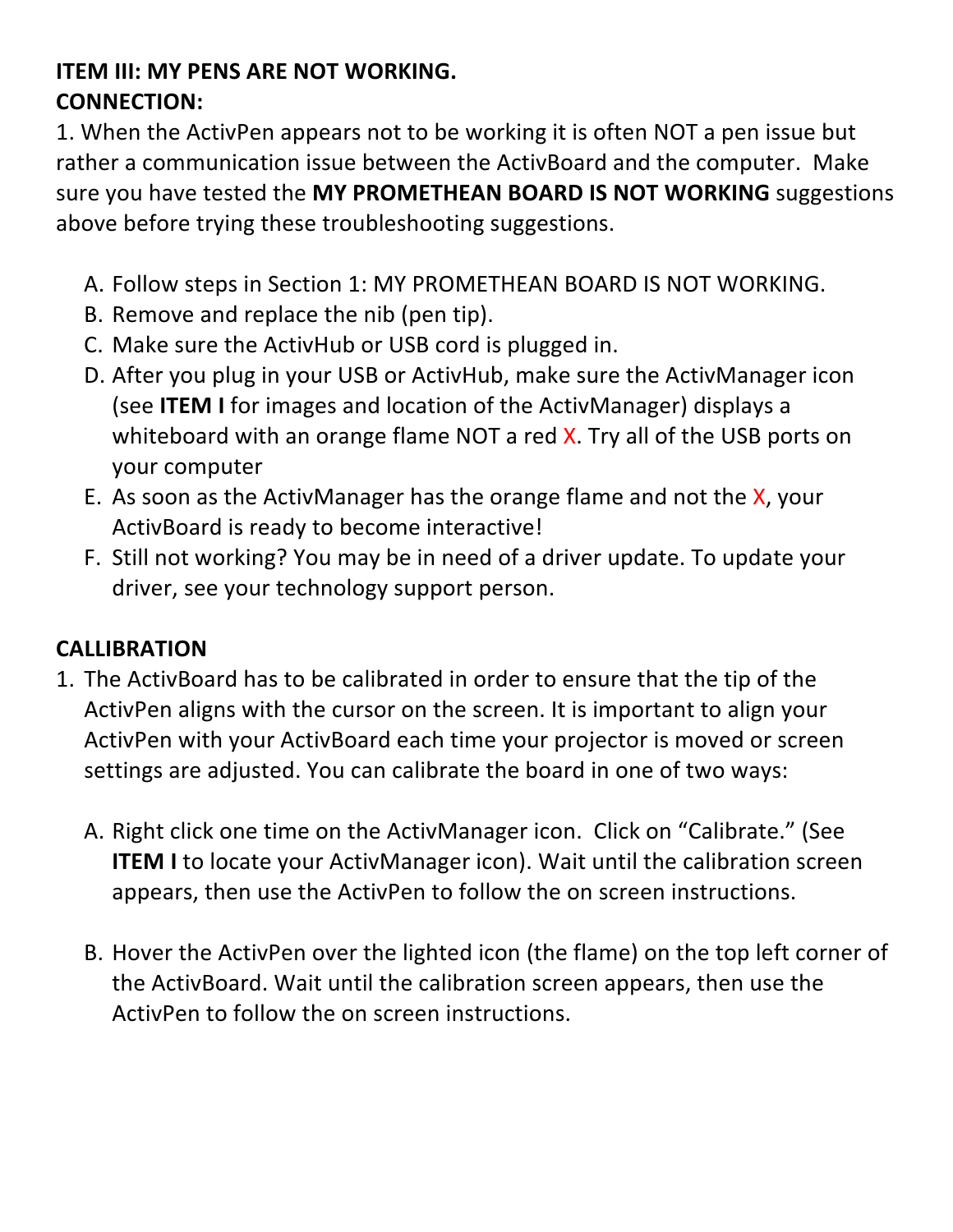**ITEM III: MY PENS ARE NOT WORKING.**
**CONNECTION:**

1. When the ActivPen appears not to be working it is often NOT a pen issue but rather a communication issue between the ActivBoard and the computer. Make sure you have tested the **MY PROMETHEAN BOARD IS NOT WORKING** suggestions above before trying these troubleshooting suggestions.

   A. Follow steps in Section 1: MY PROMETHEAN BOARD IS NOT WORKING.
   B. Remove and replace the nib (pen tip).
   C. Make sure the ActivHub or USB cord is plugged in.
   D. After you plug in your USB or ActivHub, make sure the ActivManager icon (see **ITEM I** for images and location of the ActivManager) displays a whiteboard with an orange flame NOT a red X. Try all of the USB ports on your computer
   E. As soon as the ActivManager has the orange flame and not the X, your ActivBoard is ready to become interactive!
   F. Still not working? You may be in need of a driver update. To update your driver, see your technology support person.

**CALLIBRATION**

1. The ActivBoard has to be calibrated in order to ensure that the tip of the ActivPen aligns with the cursor on the screen. It is important to align your ActivPen with your ActivBoard each time your projector is moved or screen settings are adjusted. You can calibrate the board in one of two ways:

   A. Right click one time on the ActivManager icon. Click on "Calibrate." (See **ITEM I** to locate your ActivManager icon). Wait until the calibration screen appears, then use the ActivPen to follow the on screen instructions.

   B. Hover the ActivPen over the lighted icon (the flame) on the top left corner of the ActivBoard. Wait until the calibration screen appears, then use the ActivPen to follow the on screen instructions.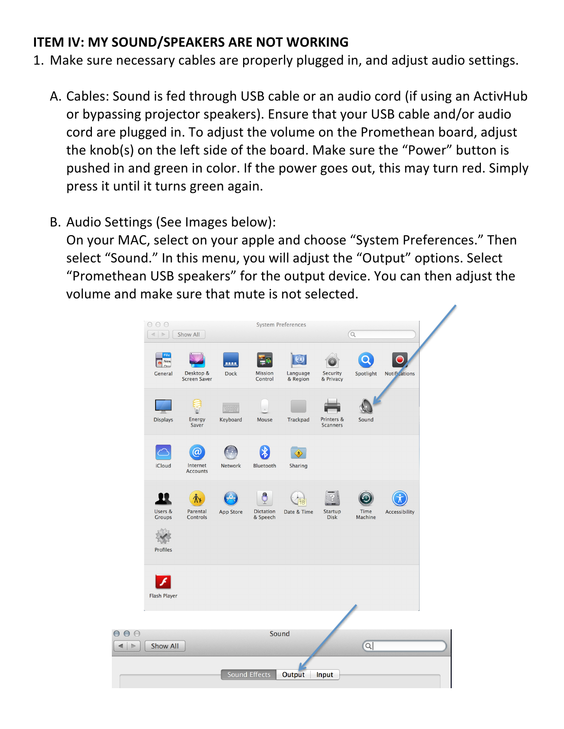## ITEM IV: MY SOUND/SPEAKERS ARE NOT WORKING

1. Make sure necessary cables are properly plugged in, and adjust audio settings.

   A. Cables: Sound is fed through USB cable or an audio cord (if using an ActivHub or bypassing projector speakers). Ensure that your USB cable and/or audio cord are plugged in. To adjust the volume on the Promethean board, adjust the knob(s) on the left side of the board. Make sure the "Power" button is pushed in and green in color. If the power goes out, this may turn red. Simply press it until it turns green again.

   B. Audio Settings (See Images below):
   On your MAC, select on your apple and choose "System Preferences." Then select "Sound." In this menu, you will adjust the "Output" options. Select "Promethean USB speakers" for the output device. You can then adjust the volume and make sure that mute is not selected.